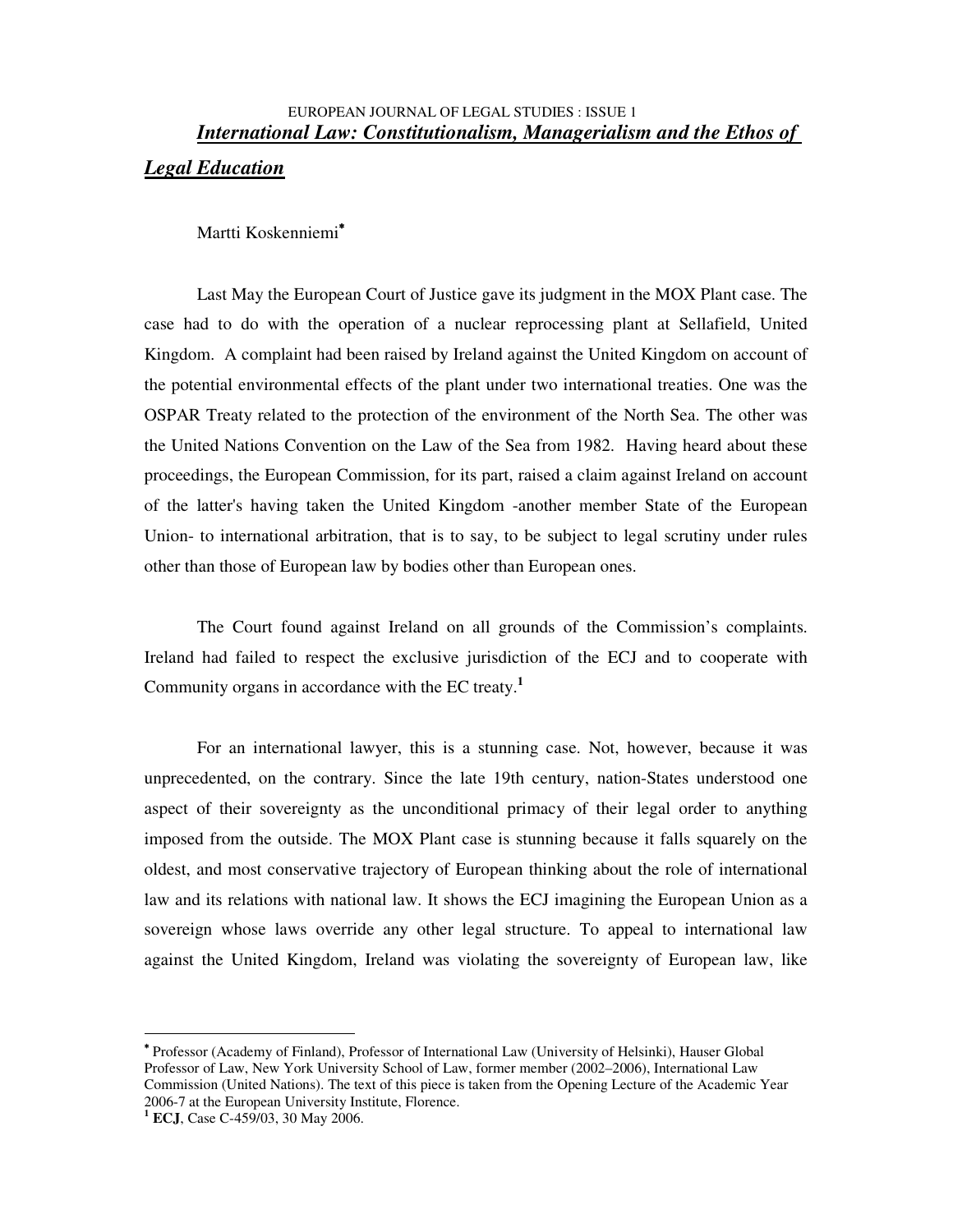# *International Law: Constitutionalism, Managerialism and the Ethos of Legal Education*

Martti Koskenniemi[*]

Last May the European Court of Justice gave its judgment in the MOX Plant case. The case had to do with the operation of a nuclear reprocessing plant at Sellafield, United Kingdom. A complaint had been raised by Ireland against the United Kingdom on account of the potential environmental effects of the plant under two international treaties. One was the OSPAR Treaty related to the protection of the environment of the North Sea. The other was the United Nations Convention on the Law of the Sea from 1982. Having heard about these proceedings, the European Commission, for its part, raised a claim against Ireland on account of the latter's having taken the United Kingdom -another member State of the European Union- to international arbitration, that is to say, to be subject to legal scrutiny under rules other than those of European law by bodies other than European ones.

The Court found against Ireland on all grounds of the Commission's complaints. Ireland had failed to respect the exclusive jurisdiction of the ECJ and to cooperate with Community organs in accordance with the EC treaty.[1]

For an international lawyer, this is a stunning case. Not, however, because it was unprecedented, on the contrary. Since the late 19th century, nation-States understood one aspect of their sovereignty as the unconditional primacy of their legal order to anything imposed from the outside. The MOX Plant case is stunning because it falls squarely on the oldest, and most conservative trajectory of European thinking about the role of international law and its relations with national law. It shows the ECJ imagining the European Union as a sovereign whose laws override any other legal structure. To appeal to international law against the United Kingdom, Ireland was violating the sovereignty of European law, like

---

[*] Professor (Academy of Finland), Professor of International Law (University of Helsinki), Hauser Global Professor of Law, New York University School of Law, former member (2002–2006), International Law Commission (United Nations). The text of this piece is taken from the Opening Lecture of the Academic Year 2006-7 at the European University Institute, Florence.

[1] **ECJ**, Case C-459/03, 30 May 2006.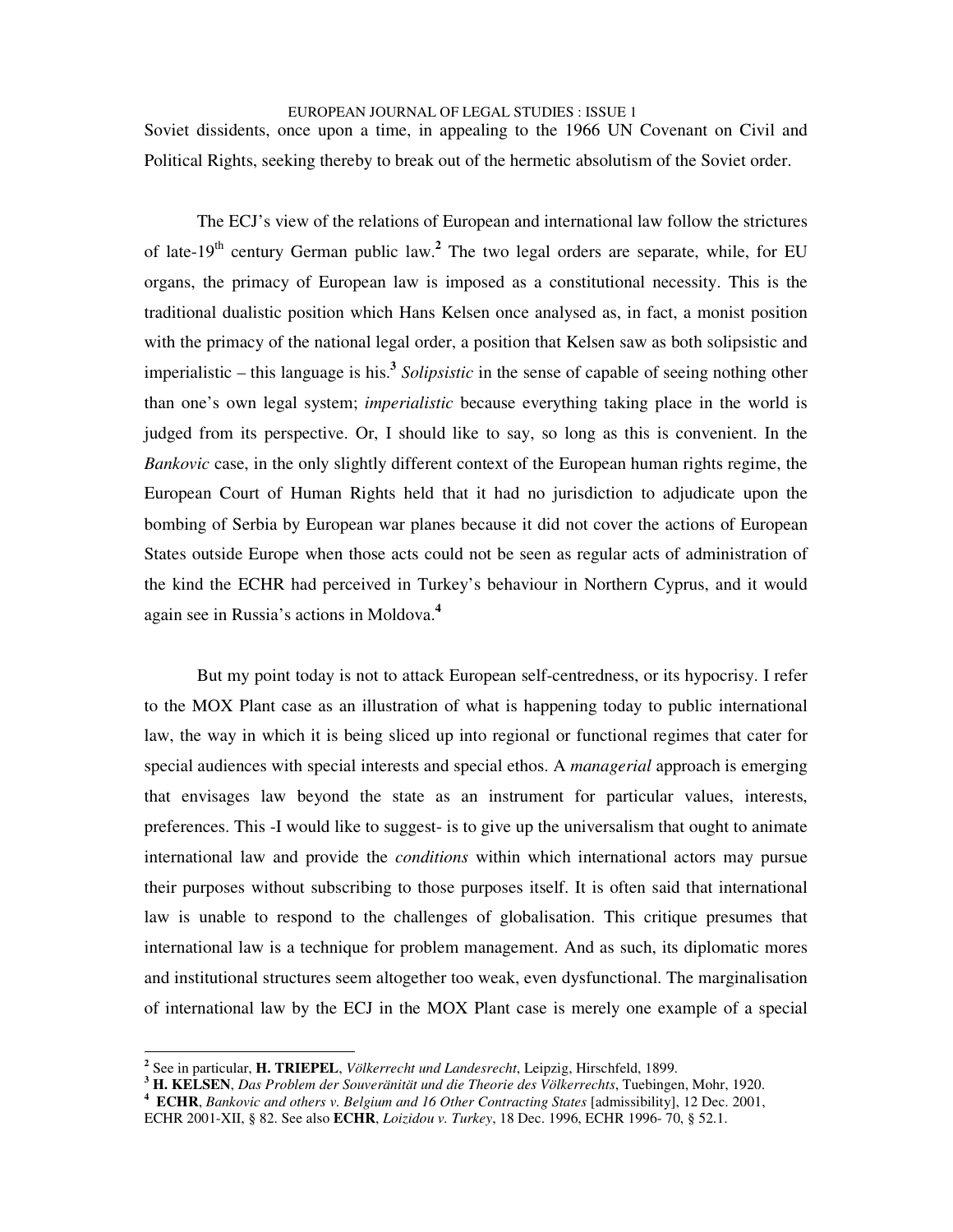Soviet dissidents, once upon a time, in appealing to the 1966 UN Covenant on Civil and Political Rights, seeking thereby to break out of the hermetic absolutism of the Soviet order.

The ECJ's view of the relations of European and international law follow the strictures of late-19th century German public law.[2] The two legal orders are separate, while, for EU organs, the primacy of European law is imposed as a constitutional necessity. This is the traditional dualistic position which Hans Kelsen once analysed as, in fact, a monist position with the primacy of the national legal order, a position that Kelsen saw as both solipsistic and imperialistic – this language is his.[3] *Solipsistic* in the sense of capable of seeing nothing other than one's own legal system; *imperialistic* because everything taking place in the world is judged from its perspective. Or, I should like to say, so long as this is convenient. In the *Bankovic* case, in the only slightly different context of the European human rights regime, the European Court of Human Rights held that it had no jurisdiction to adjudicate upon the bombing of Serbia by European war planes because it did not cover the actions of European States outside Europe when those acts could not be seen as regular acts of administration of the kind the ECHR had perceived in Turkey's behaviour in Northern Cyprus, and it would again see in Russia's actions in Moldova.[4]

But my point today is not to attack European self-centredness, or its hypocrisy. I refer to the MOX Plant case as an illustration of what is happening today to public international law, the way in which it is being sliced up into regional or functional regimes that cater for special audiences with special interests and special ethos. A *managerial* approach is emerging that envisages law beyond the state as an instrument for particular values, interests, preferences. This -I would like to suggest- is to give up the universalism that ought to animate international law and provide the *conditions* within which international actors may pursue their purposes without subscribing to those purposes itself. It is often said that international law is unable to respond to the challenges of globalisation. This critique presumes that international law is a technique for problem management. And as such, its diplomatic mores and institutional structures seem altogether too weak, even dysfunctional. The marginalisation of international law by the ECJ in the MOX Plant case is merely one example of a special

---

[2] See in particular, **H. TRIEPEL**, *Völkerrecht und Landesrecht*, Leipzig, Hirschfeld, 1899.

[3] **H. KELSEN**, *Das Problem der Souveränität und die Theorie des Völkerrechts*, Tuebingen, Mohr, 1920.

[4] **ECHR**, *Bankovic and others v. Belgium and 16 Other Contracting States* [admissibility], 12 Dec. 2001, ECHR 2001-XII, § 82. See also **ECHR**, *Loizidou v. Turkey*, 18 Dec. 1996, ECHR 1996- 70, § 52.1.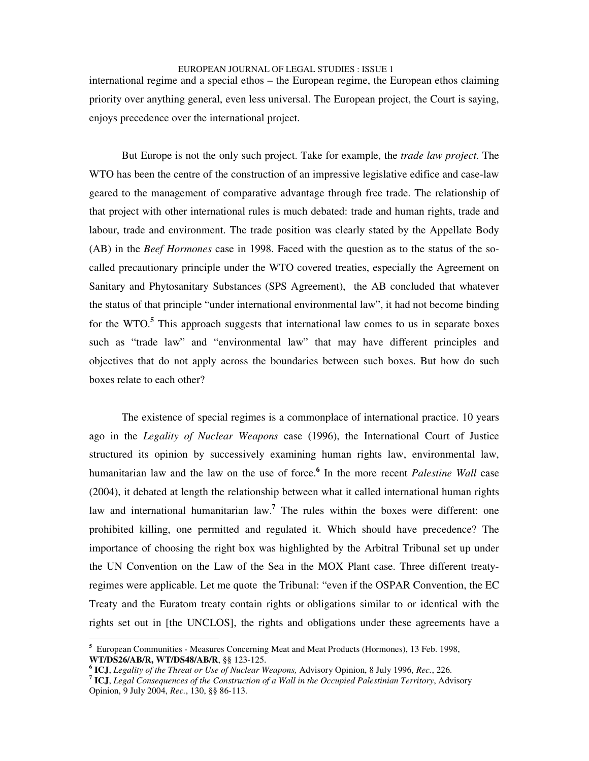international regime and a special ethos – the European regime, the European ethos claiming priority over anything general, even less universal. The European project, the Court is saying, enjoys precedence over the international project.

But Europe is not the only such project. Take for example, the *trade law project*. The WTO has been the centre of the construction of an impressive legislative edifice and case-law geared to the management of comparative advantage through free trade. The relationship of that project with other international rules is much debated: trade and human rights, trade and labour, trade and environment. The trade position was clearly stated by the Appellate Body (AB) in the *Beef Hormones* case in 1998. Faced with the question as to the status of the so-called precautionary principle under the WTO covered treaties, especially the Agreement on Sanitary and Phytosanitary Substances (SPS Agreement), the AB concluded that whatever the status of that principle "under international environmental law", it had not become binding for the WTO.[5] This approach suggests that international law comes to us in separate boxes such as "trade law" and "environmental law" that may have different principles and objectives that do not apply across the boundaries between such boxes. But how do such boxes relate to each other?

The existence of special regimes is a commonplace of international practice. 10 years ago in the *Legality of Nuclear Weapons* case (1996), the International Court of Justice structured its opinion by successively examining human rights law, environmental law, humanitarian law and the law on the use of force.[6] In the more recent *Palestine Wall* case (2004), it debated at length the relationship between what it called international human rights law and international humanitarian law.[7] The rules within the boxes were different: one prohibited killing, one permitted and regulated it. Which should have precedence? The importance of choosing the right box was highlighted by the Arbitral Tribunal set up under the UN Convention on the Law of the Sea in the MOX Plant case. Three different treaty-regimes were applicable. Let me quote the Tribunal: "even if the OSPAR Convention, the EC Treaty and the Euratom treaty contain rights or obligations similar to or identical with the rights set out in [the UNCLOS], the rights and obligations under these agreements have a

---

[5] European Communities - Measures Concerning Meat and Meat Products (Hormones), 13 Feb. 1998, **WT/DS26/AB/R, WT/DS48/AB/R**, §§ 123-125.

[6] **ICJ**, *Legality of the Threat or Use of Nuclear Weapons,* Advisory Opinion, 8 July 1996, *Rec.*, 226.

[7] **ICJ**, *Legal Consequences of the Construction of a Wall in the Occupied Palestinian Territory*, Advisory Opinion, 9 July 2004, *Rec.*, 130, §§ 86-113.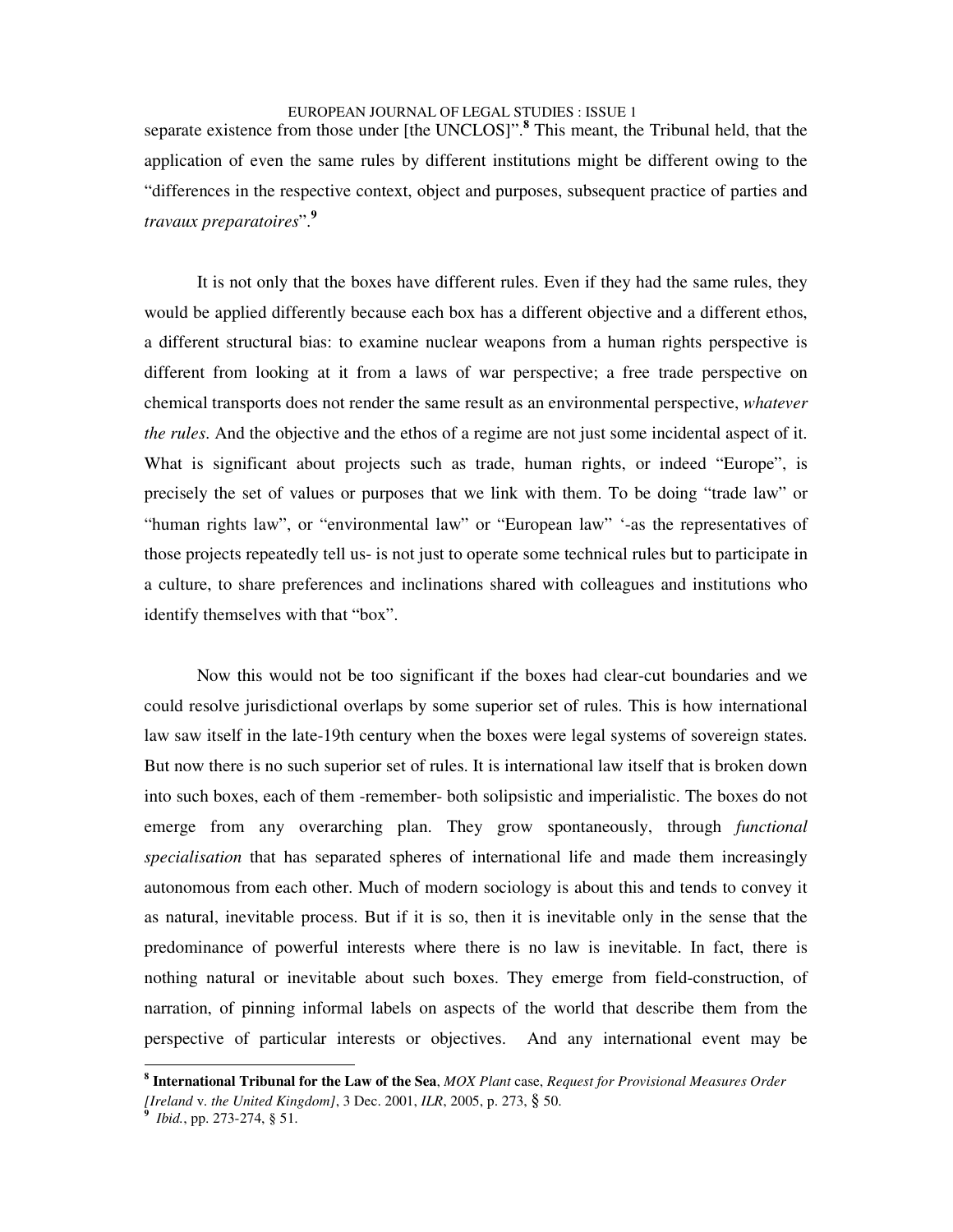separate existence from those under [the UNCLOS]".[8] This meant, the Tribunal held, that the application of even the same rules by different institutions might be different owing to the "differences in the respective context, object and purposes, subsequent practice of parties and *travaux preparatoires*".[9]

It is not only that the boxes have different rules. Even if they had the same rules, they would be applied differently because each box has a different objective and a different ethos, a different structural bias: to examine nuclear weapons from a human rights perspective is different from looking at it from a laws of war perspective; a free trade perspective on chemical transports does not render the same result as an environmental perspective, *whatever the rules*. And the objective and the ethos of a regime are not just some incidental aspect of it. What is significant about projects such as trade, human rights, or indeed "Europe", is precisely the set of values or purposes that we link with them. To be doing "trade law" or "human rights law", or "environmental law" or "European law" '-as the representatives of those projects repeatedly tell us- is not just to operate some technical rules but to participate in a culture, to share preferences and inclinations shared with colleagues and institutions who identify themselves with that "box".

Now this would not be too significant if the boxes had clear-cut boundaries and we could resolve jurisdictional overlaps by some superior set of rules. This is how international law saw itself in the late-19th century when the boxes were legal systems of sovereign states. But now there is no such superior set of rules. It is international law itself that is broken down into such boxes, each of them -remember- both solipsistic and imperialistic. The boxes do not emerge from any overarching plan. They grow spontaneously, through *functional specialisation* that has separated spheres of international life and made them increasingly autonomous from each other. Much of modern sociology is about this and tends to convey it as natural, inevitable process. But if it is so, then it is inevitable only in the sense that the predominance of powerful interests where there is no law is inevitable. In fact, there is nothing natural or inevitable about such boxes. They emerge from field-construction, of narration, of pinning informal labels on aspects of the world that describe them from the perspective of particular interests or objectives. And any international event may be

---

[8] **International Tribunal for the Law of the Sea**, *MOX Plant* case, *Request for Provisional Measures Order [Ireland* v. *the United Kingdom]*, 3 Dec. 2001, *ILR*, 2005, p. 273, § 50.

[9] *Ibid.*, pp. 273-274, § 51.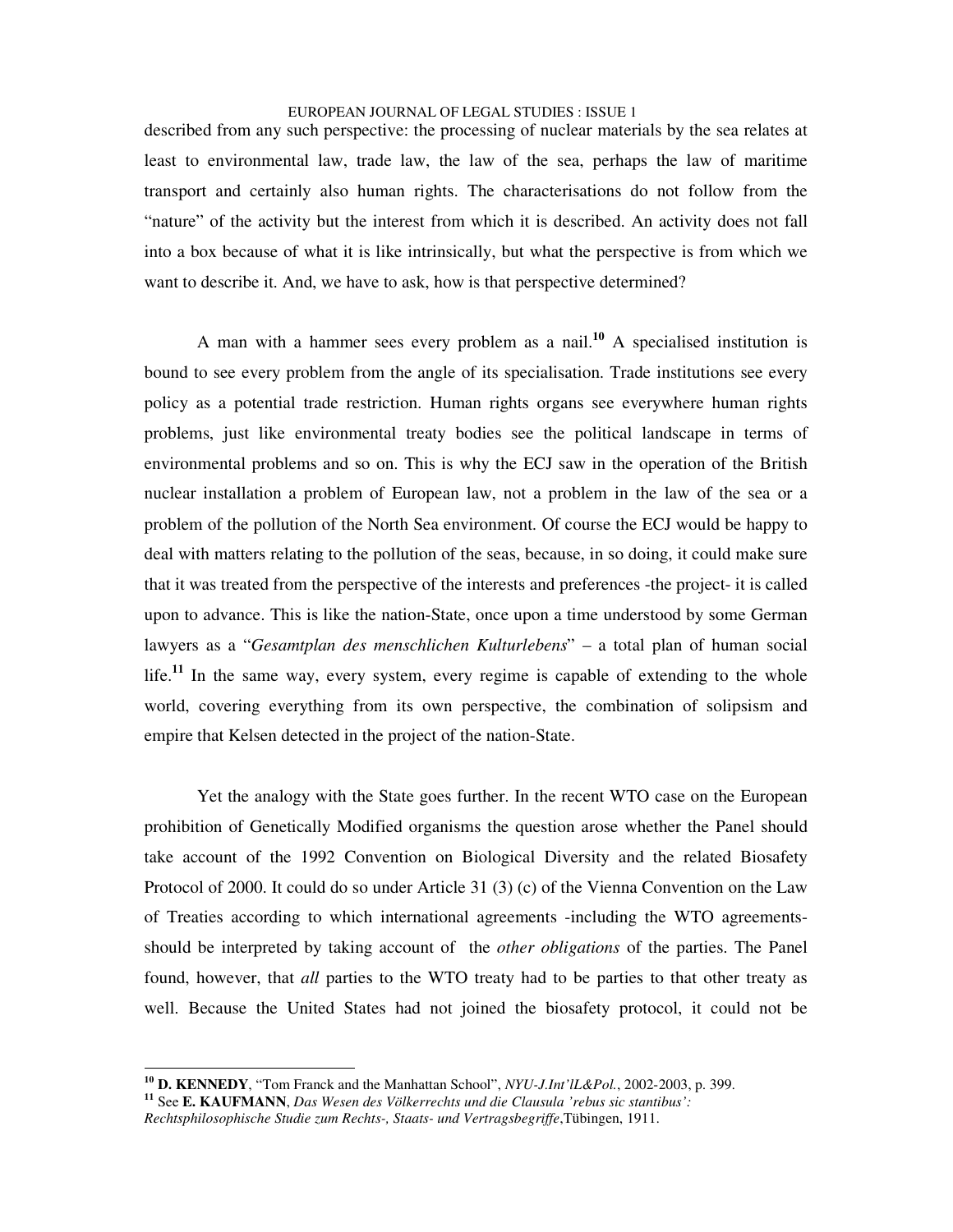described from any such perspective: the processing of nuclear materials by the sea relates at least to environmental law, trade law, the law of the sea, perhaps the law of maritime transport and certainly also human rights. The characterisations do not follow from the "nature" of the activity but the interest from which it is described. An activity does not fall into a box because of what it is like intrinsically, but what the perspective is from which we want to describe it. And, we have to ask, how is that perspective determined?

A man with a hammer sees every problem as a nail.[10] A specialised institution is bound to see every problem from the angle of its specialisation. Trade institutions see every policy as a potential trade restriction. Human rights organs see everywhere human rights problems, just like environmental treaty bodies see the political landscape in terms of environmental problems and so on. This is why the ECJ saw in the operation of the British nuclear installation a problem of European law, not a problem in the law of the sea or a problem of the pollution of the North Sea environment. Of course the ECJ would be happy to deal with matters relating to the pollution of the seas, because, in so doing, it could make sure that it was treated from the perspective of the interests and preferences -the project- it is called upon to advance. This is like the nation-State, once upon a time understood by some German lawyers as a "*Gesamtplan des menschlichen Kulturlebens*" – a total plan of human social life.[11] In the same way, every system, every regime is capable of extending to the whole world, covering everything from its own perspective, the combination of solipsism and empire that Kelsen detected in the project of the nation-State.

Yet the analogy with the State goes further. In the recent WTO case on the European prohibition of Genetically Modified organisms the question arose whether the Panel should take account of the 1992 Convention on Biological Diversity and the related Biosafety Protocol of 2000. It could do so under Article 31 (3) (c) of the Vienna Convention on the Law of Treaties according to which international agreements -including the WTO agreements- should be interpreted by taking account of the *other obligations* of the parties. The Panel found, however, that *all* parties to the WTO treaty had to be parties to that other treaty as well. Because the United States had not joined the biosafety protocol, it could not be

---

[10] **D. KENNEDY**, "Tom Franck and the Manhattan School", *NYU-J.Int'lL&Pol.*, 2002-2003, p. 399.

[11] See **E. KAUFMANN**, *Das Wesen des Völkerrechts und die Clausula 'rebus sic stantibus': Rechtsphilosophische Studie zum Rechts-, Staats- und Vertragsbegriffe*, Tübingen, 1911.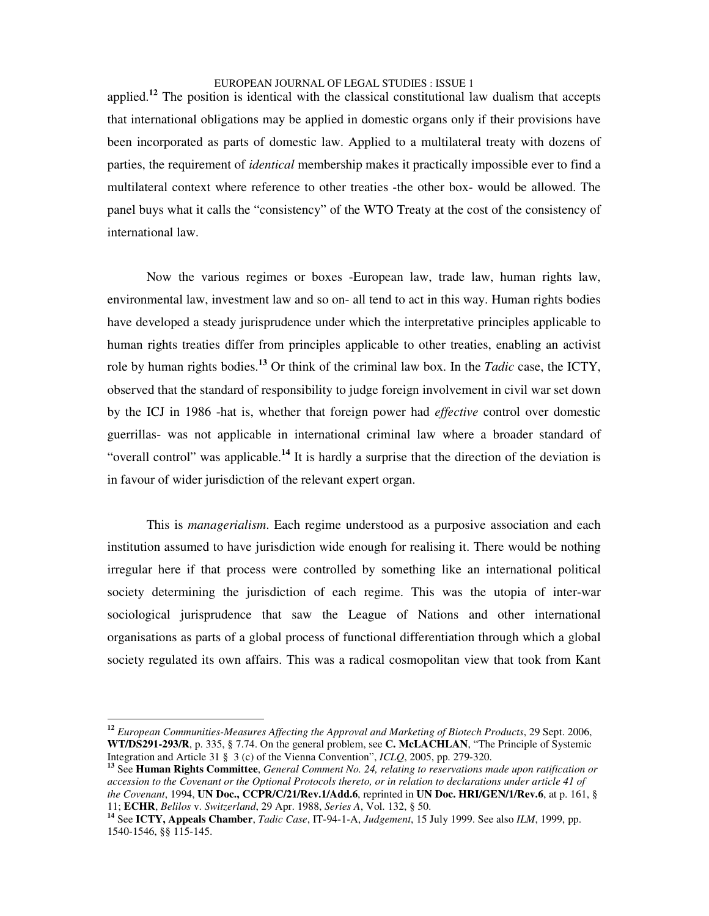applied.[12] The position is identical with the classical constitutional law dualism that accepts that international obligations may be applied in domestic organs only if their provisions have been incorporated as parts of domestic law. Applied to a multilateral treaty with dozens of parties, the requirement of *identical* membership makes it practically impossible ever to find a multilateral context where reference to other treaties -the other box- would be allowed. The panel buys what it calls the "consistency" of the WTO Treaty at the cost of the consistency of international law.

Now the various regimes or boxes -European law, trade law, human rights law, environmental law, investment law and so on- all tend to act in this way. Human rights bodies have developed a steady jurisprudence under which the interpretative principles applicable to human rights treaties differ from principles applicable to other treaties, enabling an activist role by human rights bodies.[13] Or think of the criminal law box. In the *Tadic* case, the ICTY, observed that the standard of responsibility to judge foreign involvement in civil war set down by the ICJ in 1986 -hat is, whether that foreign power had *effective* control over domestic guerrillas- was not applicable in international criminal law where a broader standard of "overall control" was applicable.[14] It is hardly a surprise that the direction of the deviation is in favour of wider jurisdiction of the relevant expert organ.

This is *managerialism*. Each regime understood as a purposive association and each institution assumed to have jurisdiction wide enough for realising it. There would be nothing irregular here if that process were controlled by something like an international political society determining the jurisdiction of each regime. This was the utopia of inter-war sociological jurisprudence that saw the League of Nations and other international organisations as parts of a global process of functional differentiation through which a global society regulated its own affairs. This was a radical cosmopolitan view that took from Kant

---

[12] *European Communities-Measures Affecting the Approval and Marketing of Biotech Products*, 29 Sept. 2006, **WT/DS291-293/R**, p. 335, § 7.74. On the general problem, see **C. McLACHLAN**, "The Principle of Systemic Integration and Article 31 § 3 (c) of the Vienna Convention", *ICLQ*, 2005, pp. 279-320.

[13] See **Human Rights Committee**, *General Comment No. 24, relating to reservations made upon ratification or accession to the Covenant or the Optional Protocols thereto, or in relation to declarations under article 41 of the Covenant*, 1994, **UN Doc., CCPR/C/21/Rev.1/Add.6**, reprinted in **UN Doc. HRI/GEN/1/Rev.6**, at p. 161, § 11; **ECHR**, *Belilos* v. *Switzerland*, 29 Apr. 1988, *Series A*, Vol. 132, § 50.

[14] See **ICTY, Appeals Chamber**, *Tadic Case*, IT-94-1-A, *Judgement*, 15 July 1999. See also *ILM*, 1999, pp. 1540-1546, §§ 115-145.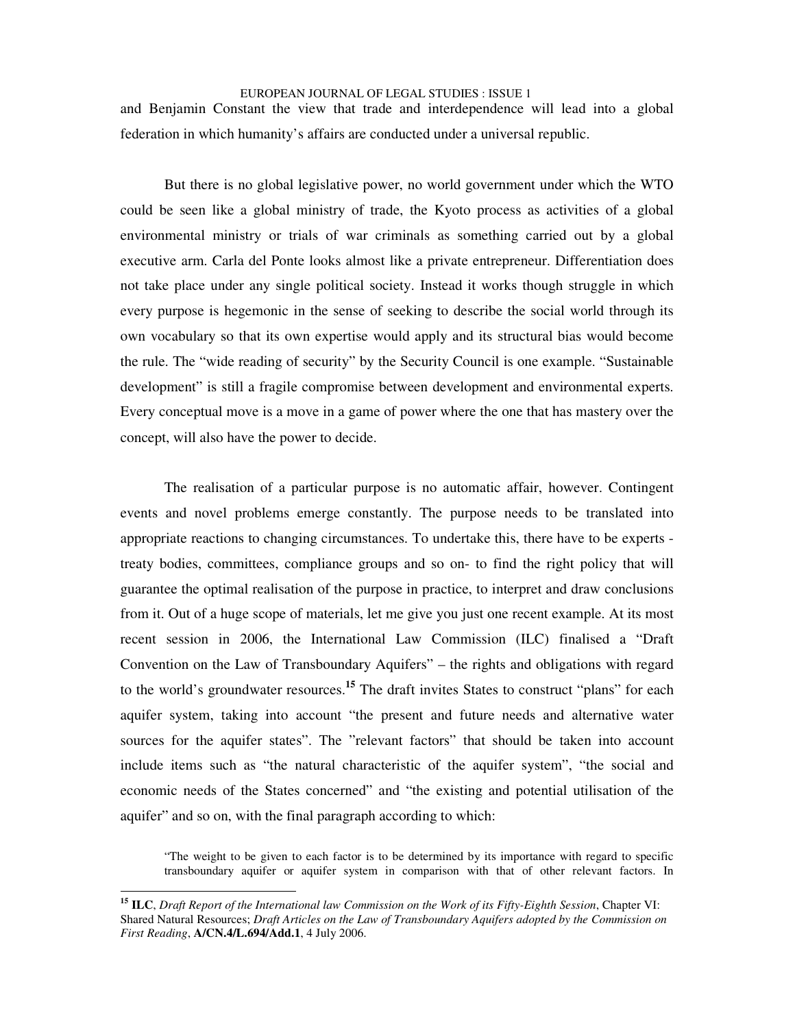and Benjamin Constant the view that trade and interdependence will lead into a global federation in which humanity's affairs are conducted under a universal republic.

But there is no global legislative power, no world government under which the WTO could be seen like a global ministry of trade, the Kyoto process as activities of a global environmental ministry or trials of war criminals as something carried out by a global executive arm. Carla del Ponte looks almost like a private entrepreneur. Differentiation does not take place under any single political society. Instead it works though struggle in which every purpose is hegemonic in the sense of seeking to describe the social world through its own vocabulary so that its own expertise would apply and its structural bias would become the rule. The "wide reading of security" by the Security Council is one example. "Sustainable development" is still a fragile compromise between development and environmental experts. Every conceptual move is a move in a game of power where the one that has mastery over the concept, will also have the power to decide.

The realisation of a particular purpose is no automatic affair, however. Contingent events and novel problems emerge constantly. The purpose needs to be translated into appropriate reactions to changing circumstances. To undertake this, there have to be experts - treaty bodies, committees, compliance groups and so on- to find the right policy that will guarantee the optimal realisation of the purpose in practice, to interpret and draw conclusions from it. Out of a huge scope of materials, let me give you just one recent example. At its most recent session in 2006, the International Law Commission (ILC) finalised a "Draft Convention on the Law of Transboundary Aquifers" – the rights and obligations with regard to the world's groundwater resources.[15] The draft invites States to construct "plans" for each aquifer system, taking into account "the present and future needs and alternative water sources for the aquifer states". The "relevant factors" that should be taken into account include items such as "the natural characteristic of the aquifer system", "the social and economic needs of the States concerned" and "the existing and potential utilisation of the aquifer" and so on, with the final paragraph according to which:

> "The weight to be given to each factor is to be determined by its importance with regard to specific transboundary aquifer or aquifer system in comparison with that of other relevant factors. In

---

[15] **ILC**, *Draft Report of the International law Commission on the Work of its Fifty-Eighth Session*, Chapter VI: Shared Natural Resources; *Draft Articles on the Law of Transboundary Aquifers adopted by the Commission on First Reading*, **A/CN.4/L.694/Add.1**, 4 July 2006.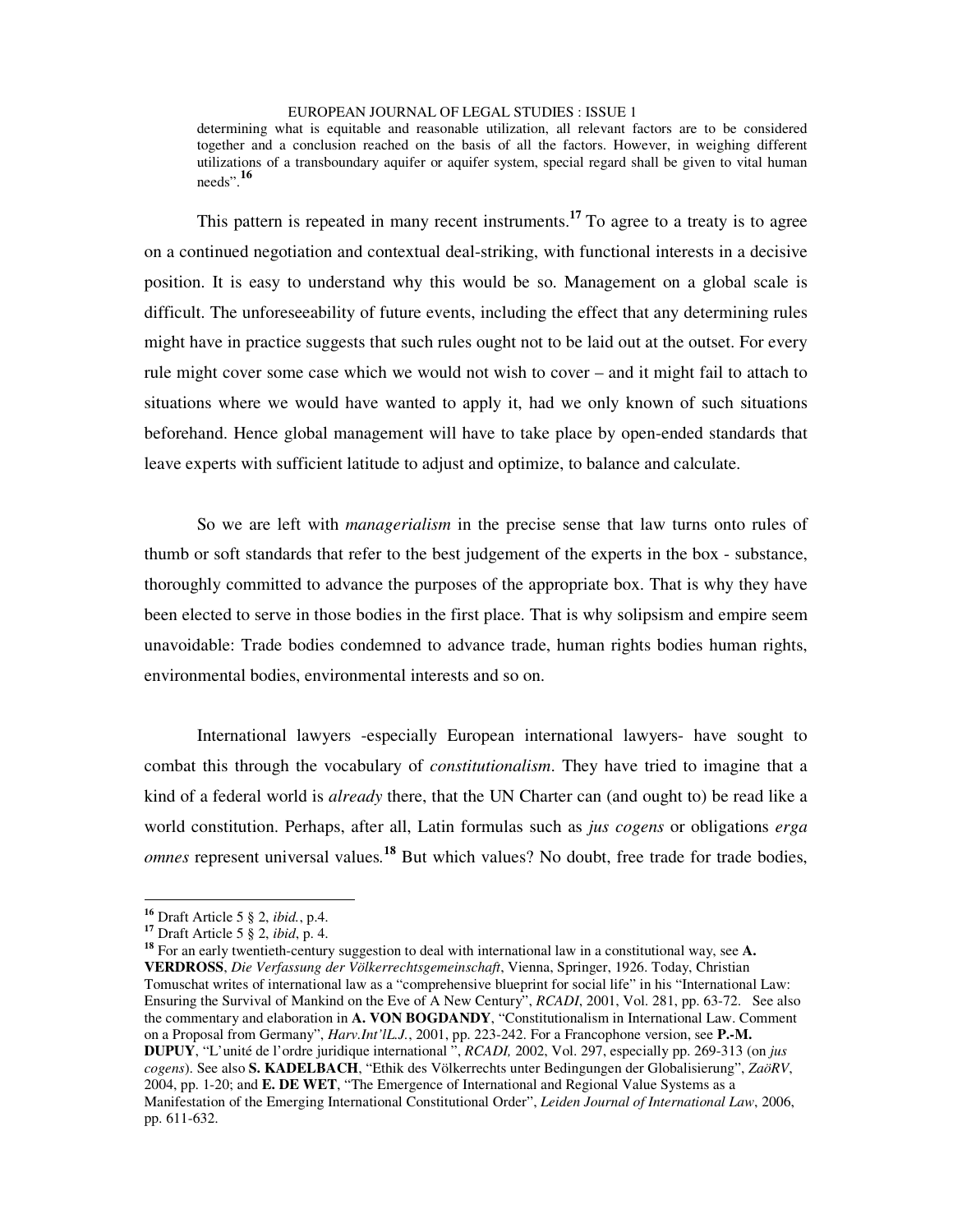determining what is equitable and reasonable utilization, all relevant factors are to be considered together and a conclusion reached on the basis of all the factors. However, in weighing different utilizations of a transboundary aquifer or aquifer system, special regard shall be given to vital human needs".[16]

This pattern is repeated in many recent instruments.[17] To agree to a treaty is to agree on a continued negotiation and contextual deal-striking, with functional interests in a decisive position. It is easy to understand why this would be so. Management on a global scale is difficult. The unforeseeability of future events, including the effect that any determining rules might have in practice suggests that such rules ought not to be laid out at the outset. For every rule might cover some case which we would not wish to cover – and it might fail to attach to situations where we would have wanted to apply it, had we only known of such situations beforehand. Hence global management will have to take place by open-ended standards that leave experts with sufficient latitude to adjust and optimize, to balance and calculate.

So we are left with *managerialism* in the precise sense that law turns onto rules of thumb or soft standards that refer to the best judgement of the experts in the box - substance, thoroughly committed to advance the purposes of the appropriate box. That is why they have been elected to serve in those bodies in the first place. That is why solipsism and empire seem unavoidable: Trade bodies condemned to advance trade, human rights bodies human rights, environmental bodies, environmental interests and so on.

International lawyers -especially European international lawyers- have sought to combat this through the vocabulary of *constitutionalism*. They have tried to imagine that a kind of a federal world is *already* there, that the UN Charter can (and ought to) be read like a world constitution. Perhaps, after all, Latin formulas such as *jus cogens* or obligations *erga omnes* represent universal values.[18] But which values? No doubt, free trade for trade bodies,

---

[16] Draft Article 5 § 2, *ibid.*, p.4.

[17] Draft Article 5 § 2, *ibid*, p. 4.

[18] For an early twentieth-century suggestion to deal with international law in a constitutional way, see **A. VERDROSS**, *Die Verfassung der Völkerrechtsgemeinschaft*, Vienna, Springer, 1926. Today, Christian Tomuschat writes of international law as a "comprehensive blueprint for social life" in his "International Law: Ensuring the Survival of Mankind on the Eve of A New Century", *RCADI*, 2001, Vol. 281, pp. 63-72. See also the commentary and elaboration in **A. VON BOGDANDY**, "Constitutionalism in International Law. Comment on a Proposal from Germany", *Harv.Int'lL.J.*, 2001, pp. 223-242. For a Francophone version, see **P.-M. DUPUY**, "L'unité de l'ordre juridique international ", *RCADI,* 2002, Vol. 297, especially pp. 269-313 (on *jus cogens*). See also **S. KADELBACH**, "Ethik des Völkerrechts unter Bedingungen der Globalisierung", *ZaöRV*, 2004, pp. 1-20; and **E. DE WET**, "The Emergence of International and Regional Value Systems as a Manifestation of the Emerging International Constitutional Order", *Leiden Journal of International Law*, 2006, pp. 611-632.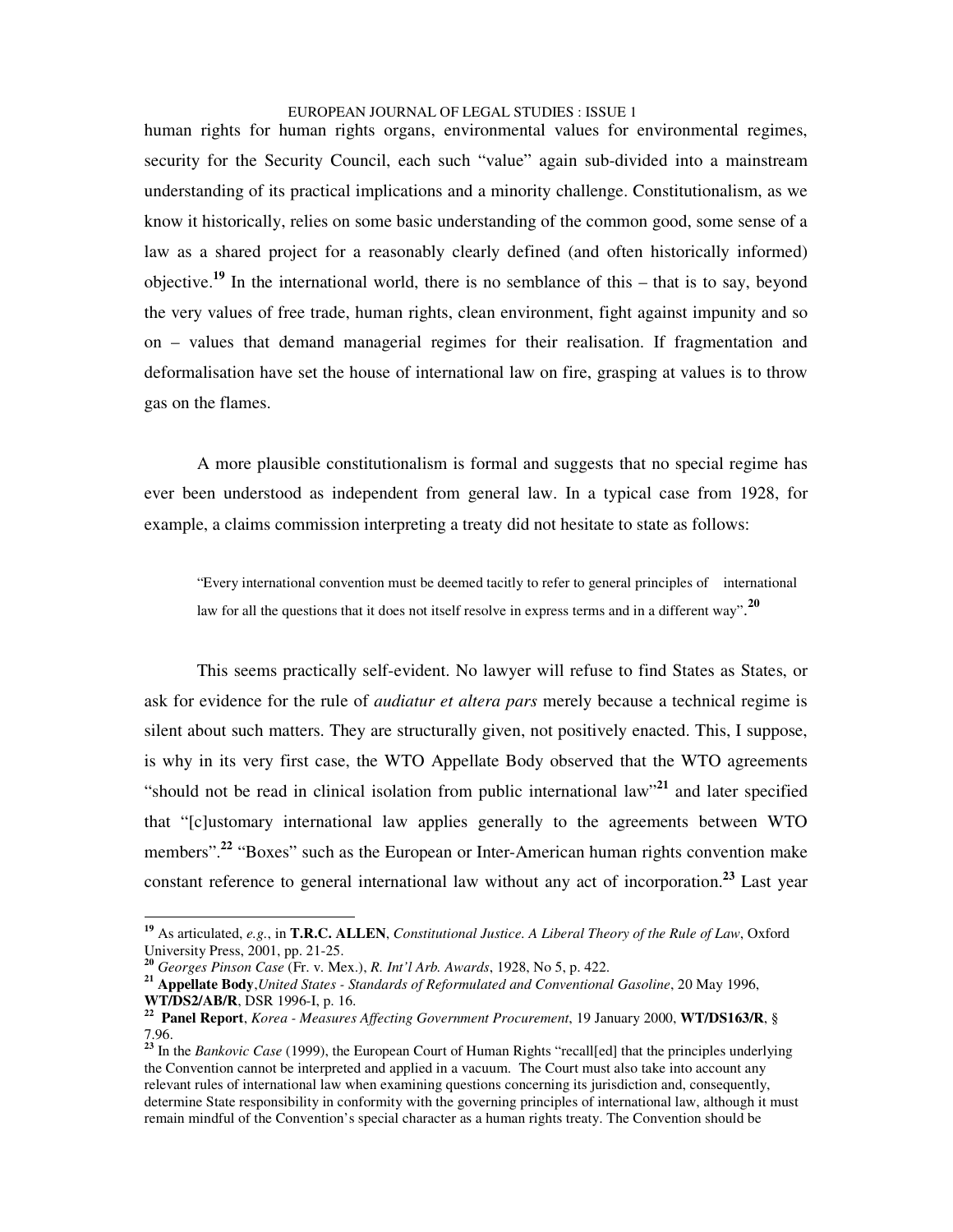human rights for human rights organs, environmental values for environmental regimes, security for the Security Council, each such "value" again sub-divided into a mainstream understanding of its practical implications and a minority challenge. Constitutionalism, as we know it historically, relies on some basic understanding of the common good, some sense of a law as a shared project for a reasonably clearly defined (and often historically informed) objective.[19] In the international world, there is no semblance of this – that is to say, beyond the very values of free trade, human rights, clean environment, fight against impunity and so on – values that demand managerial regimes for their realisation. If fragmentation and deformalisation have set the house of international law on fire, grasping at values is to throw gas on the flames.

A more plausible constitutionalism is formal and suggests that no special regime has ever been understood as independent from general law. In a typical case from 1928, for example, a claims commission interpreting a treaty did not hesitate to state as follows:

> "Every international convention must be deemed tacitly to refer to general principles of international law for all the questions that it does not itself resolve in express terms and in a different way".[20]

This seems practically self-evident. No lawyer will refuse to find States as States, or ask for evidence for the rule of *audiatur et altera pars* merely because a technical regime is silent about such matters. They are structurally given, not positively enacted. This, I suppose, is why in its very first case, the WTO Appellate Body observed that the WTO agreements "should not be read in clinical isolation from public international law"[21] and later specified that "[c]ustomary international law applies generally to the agreements between WTO members".[22] "Boxes" such as the European or Inter-American human rights convention make constant reference to general international law without any act of incorporation.[23] Last year

---

[19] As articulated, *e.g.*, in **T.R.C. ALLEN**, *Constitutional Justice. A Liberal Theory of the Rule of Law*, Oxford University Press, 2001, pp. 21-25.

[20] *Georges Pinson Case* (Fr. v. Mex.), *R. Int'l Arb. Awards*, 1928, No 5, p. 422.

[21] **Appellate Body**, *United States - Standards of Reformulated and Conventional Gasoline*, 20 May 1996, **WT/DS2/AB/R**, DSR 1996-I, p. 16.

[22] **Panel Report**, *Korea - Measures Affecting Government Procurement*, 19 January 2000, **WT/DS163/R**, § 7.96.

[23] In the *Bankovic Case* (1999), the European Court of Human Rights "recall[ed] that the principles underlying the Convention cannot be interpreted and applied in a vacuum. The Court must also take into account any relevant rules of international law when examining questions concerning its jurisdiction and, consequently, determine State responsibility in conformity with the governing principles of international law, although it must remain mindful of the Convention's special character as a human rights treaty. The Convention should be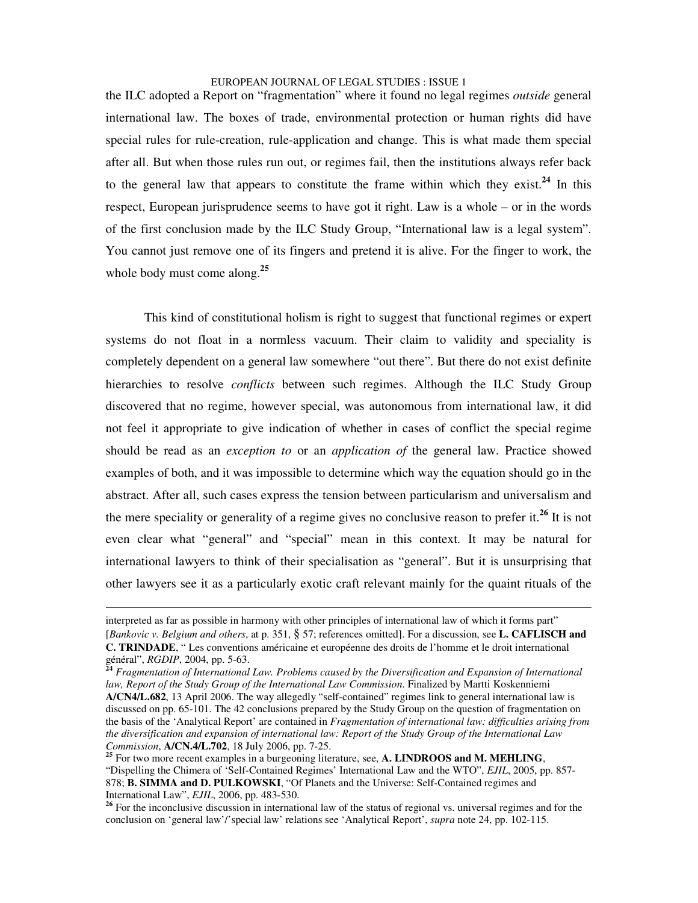the ILC adopted a Report on "fragmentation" where it found no legal regimes *outside* general international law. The boxes of trade, environmental protection or human rights did have special rules for rule-creation, rule-application and change. This is what made them special after all. But when those rules run out, or regimes fail, then the institutions always refer back to the general law that appears to constitute the frame within which they exist.[24] In this respect, European jurisprudence seems to have got it right. Law is a whole – or in the words of the first conclusion made by the ILC Study Group, "International law is a legal system". You cannot just remove one of its fingers and pretend it is alive. For the finger to work, the whole body must come along.[25]

This kind of constitutional holism is right to suggest that functional regimes or expert systems do not float in a normless vacuum. Their claim to validity and speciality is completely dependent on a general law somewhere "out there". But there do not exist definite hierarchies to resolve *conflicts* between such regimes. Although the ILC Study Group discovered that no regime, however special, was autonomous from international law, it did not feel it appropriate to give indication of whether in cases of conflict the special regime should be read as an *exception to* or an *application of* the general law. Practice showed examples of both, and it was impossible to determine which way the equation should go in the abstract. After all, such cases express the tension between particularism and universalism and the mere speciality or generality of a regime gives no conclusive reason to prefer it.[26] It is not even clear what "general" and "special" mean in this context. It may be natural for international lawyers to think of their specialisation as "general". But it is unsurprising that other lawyers see it as a particularly exotic craft relevant mainly for the quaint rituals of the

---

interpreted as far as possible in harmony with other principles of international law of which it forms part" [*Bankovic v. Belgium and others*, at p. 351, § 57; references omitted]. For a discussion, see **L. CAFLISCH and C. TRINDADE**, " Les conventions américaine et européenne des droits de l'homme et le droit international général", *RGDIP*, 2004, pp. 5-63.

[24] *Fragmentation of International Law. Problems caused by the Diversification and Expansion of International law, Report of the Study Group of the International Law Commission.* Finalized by Martti Koskenniemi **A/CN4/L.682**, 13 April 2006. The way allegedly "self-contained" regimes link to general international law is discussed on pp. 65-101. The 42 conclusions prepared by the Study Group on the question of fragmentation on the basis of the 'Analytical Report' are contained in *Fragmentation of international law: difficulties arising from the diversification and expansion of international law: Report of the Study Group of the International Law Commission*, **A/CN.4/L.702**, 18 July 2006, pp. 7-25.

[25] For two more recent examples in a burgeoning literature, see, **A. LINDROOS and M. MEHLING**, "Dispelling the Chimera of 'Self-Contained Regimes' International Law and the WTO", *EJIL*, 2005, pp. 857-878; **B. SIMMA and D. PULKOWSKI**, "Of Planets and the Universe: Self-Contained regimes and International Law", *EJIL*, 2006, pp. 483-530.

[26] For the inconclusive discussion in international law of the status of regional vs. universal regimes and for the conclusion on 'general law'/'special law' relations see 'Analytical Report', *supra* note 24, pp. 102-115.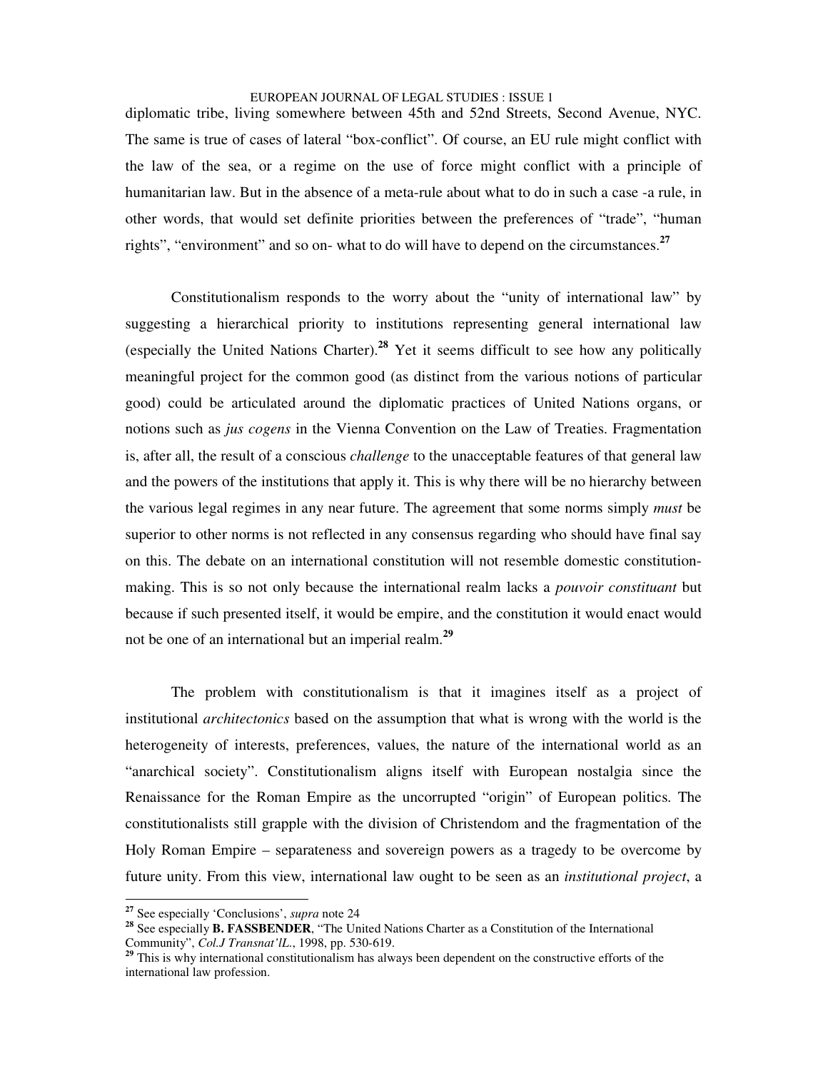diplomatic tribe, living somewhere between 45th and 52nd Streets, Second Avenue, NYC. The same is true of cases of lateral "box-conflict". Of course, an EU rule might conflict with the law of the sea, or a regime on the use of force might conflict with a principle of humanitarian law. But in the absence of a meta-rule about what to do in such a case -a rule, in other words, that would set definite priorities between the preferences of "trade", "human rights", "environment" and so on- what to do will have to depend on the circumstances.[27]

Constitutionalism responds to the worry about the "unity of international law" by suggesting a hierarchical priority to institutions representing general international law (especially the United Nations Charter).[28] Yet it seems difficult to see how any politically meaningful project for the common good (as distinct from the various notions of particular good) could be articulated around the diplomatic practices of United Nations organs, or notions such as *jus cogens* in the Vienna Convention on the Law of Treaties. Fragmentation is, after all, the result of a conscious *challenge* to the unacceptable features of that general law and the powers of the institutions that apply it. This is why there will be no hierarchy between the various legal regimes in any near future. The agreement that some norms simply *must* be superior to other norms is not reflected in any consensus regarding who should have final say on this. The debate on an international constitution will not resemble domestic constitution-making. This is so not only because the international realm lacks a *pouvoir constituant* but because if such presented itself, it would be empire, and the constitution it would enact would not be one of an international but an imperial realm.[29]

The problem with constitutionalism is that it imagines itself as a project of institutional *architectonics* based on the assumption that what is wrong with the world is the heterogeneity of interests, preferences, values, the nature of the international world as an "anarchical society". Constitutionalism aligns itself with European nostalgia since the Renaissance for the Roman Empire as the uncorrupted "origin" of European politics. The constitutionalists still grapple with the division of Christendom and the fragmentation of the Holy Roman Empire – separateness and sovereign powers as a tragedy to be overcome by future unity. From this view, international law ought to be seen as an *institutional project*, a

---

[27] See especially 'Conclusions', *supra* note 24

[28] See especially **B. FASSBENDER**, "The United Nations Charter as a Constitution of the International Community", *Col.J Transnat'lL.*, 1998, pp. 530-619.

[29] This is why international constitutionalism has always been dependent on the constructive efforts of the international law profession.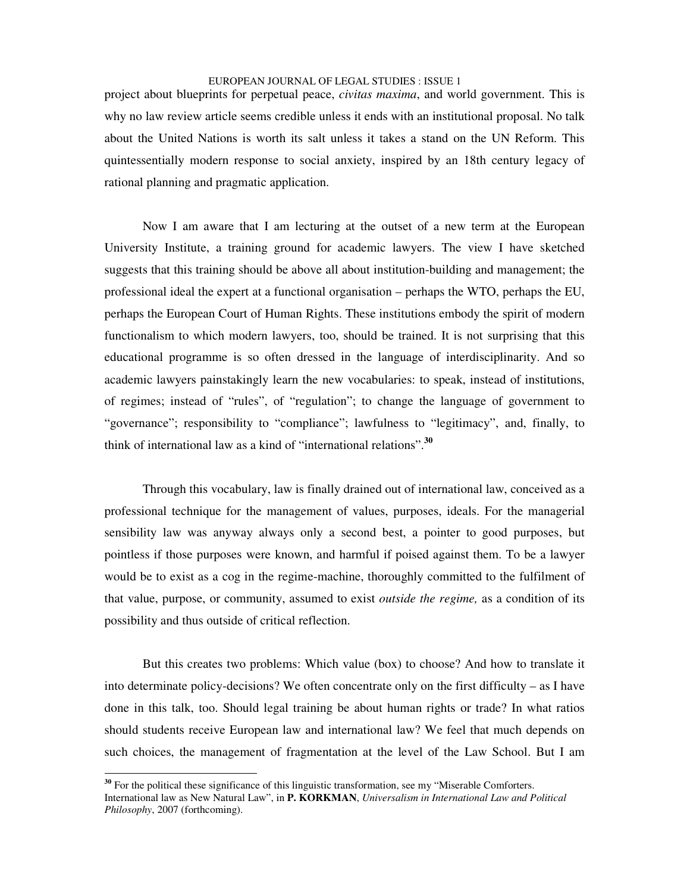project about blueprints for perpetual peace, *civitas maxima*, and world government. This is why no law review article seems credible unless it ends with an institutional proposal. No talk about the United Nations is worth its salt unless it takes a stand on the UN Reform. This quintessentially modern response to social anxiety, inspired by an 18th century legacy of rational planning and pragmatic application.

Now I am aware that I am lecturing at the outset of a new term at the European University Institute, a training ground for academic lawyers. The view I have sketched suggests that this training should be above all about institution-building and management; the professional ideal the expert at a functional organisation – perhaps the WTO, perhaps the EU, perhaps the European Court of Human Rights. These institutions embody the spirit of modern functionalism to which modern lawyers, too, should be trained. It is not surprising that this educational programme is so often dressed in the language of interdisciplinarity. And so academic lawyers painstakingly learn the new vocabularies: to speak, instead of institutions, of regimes; instead of "rules", of "regulation"; to change the language of government to "governance"; responsibility to "compliance"; lawfulness to "legitimacy", and, finally, to think of international law as a kind of "international relations".[30]

Through this vocabulary, law is finally drained out of international law, conceived as a professional technique for the management of values, purposes, ideals. For the managerial sensibility law was anyway always only a second best, a pointer to good purposes, but pointless if those purposes were known, and harmful if poised against them. To be a lawyer would be to exist as a cog in the regime-machine, thoroughly committed to the fulfilment of that value, purpose, or community, assumed to exist *outside the regime,* as a condition of its possibility and thus outside of critical reflection.

But this creates two problems: Which value (box) to choose? And how to translate it into determinate policy-decisions? We often concentrate only on the first difficulty – as I have done in this talk, too. Should legal training be about human rights or trade? In what ratios should students receive European law and international law? We feel that much depends on such choices, the management of fragmentation at the level of the Law School. But I am

---

[30] For the political these significance of this linguistic transformation, see my "Miserable Comforters. International law as New Natural Law", in **P. KORKMAN**, *Universalism in International Law and Political Philosophy*, 2007 (forthcoming).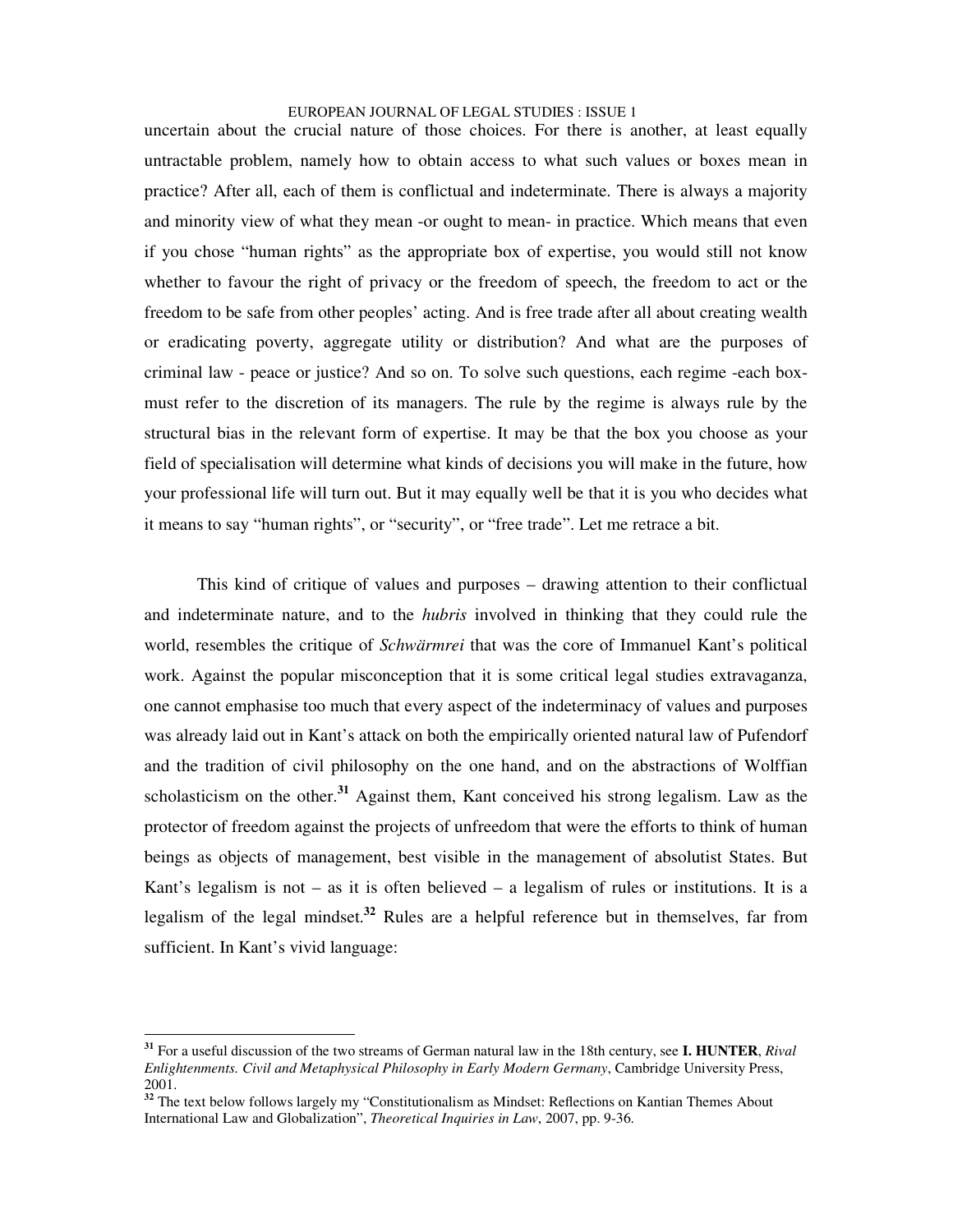uncertain about the crucial nature of those choices. For there is another, at least equally untractable problem, namely how to obtain access to what such values or boxes mean in practice? After all, each of them is conflictual and indeterminate. There is always a majority and minority view of what they mean -or ought to mean- in practice. Which means that even if you chose "human rights" as the appropriate box of expertise, you would still not know whether to favour the right of privacy or the freedom of speech, the freedom to act or the freedom to be safe from other peoples' acting. And is free trade after all about creating wealth or eradicating poverty, aggregate utility or distribution? And what are the purposes of criminal law - peace or justice? And so on. To solve such questions, each regime -each box- must refer to the discretion of its managers. The rule by the regime is always rule by the structural bias in the relevant form of expertise. It may be that the box you choose as your field of specialisation will determine what kinds of decisions you will make in the future, how your professional life will turn out. But it may equally well be that it is you who decides what it means to say "human rights", or "security", or "free trade". Let me retrace a bit.

This kind of critique of values and purposes – drawing attention to their conflictual and indeterminate nature, and to the *hubris* involved in thinking that they could rule the world, resembles the critique of *Schwärmrei* that was the core of Immanuel Kant's political work. Against the popular misconception that it is some critical legal studies extravaganza, one cannot emphasise too much that every aspect of the indeterminacy of values and purposes was already laid out in Kant's attack on both the empirically oriented natural law of Pufendorf and the tradition of civil philosophy on the one hand, and on the abstractions of Wolffian scholasticism on the other.[31] Against them, Kant conceived his strong legalism. Law as the protector of freedom against the projects of unfreedom that were the efforts to think of human beings as objects of management, best visible in the management of absolutist States. But Kant's legalism is not – as it is often believed – a legalism of rules or institutions. It is a legalism of the legal mindset.[32] Rules are a helpful reference but in themselves, far from sufficient. In Kant's vivid language:

---

[31] For a useful discussion of the two streams of German natural law in the 18th century, see **I. HUNTER**, *Rival Enlightenments. Civil and Metaphysical Philosophy in Early Modern Germany*, Cambridge University Press, 2001.

[32] The text below follows largely my "Constitutionalism as Mindset: Reflections on Kantian Themes About International Law and Globalization", *Theoretical Inquiries in Law*, 2007, pp. 9-36.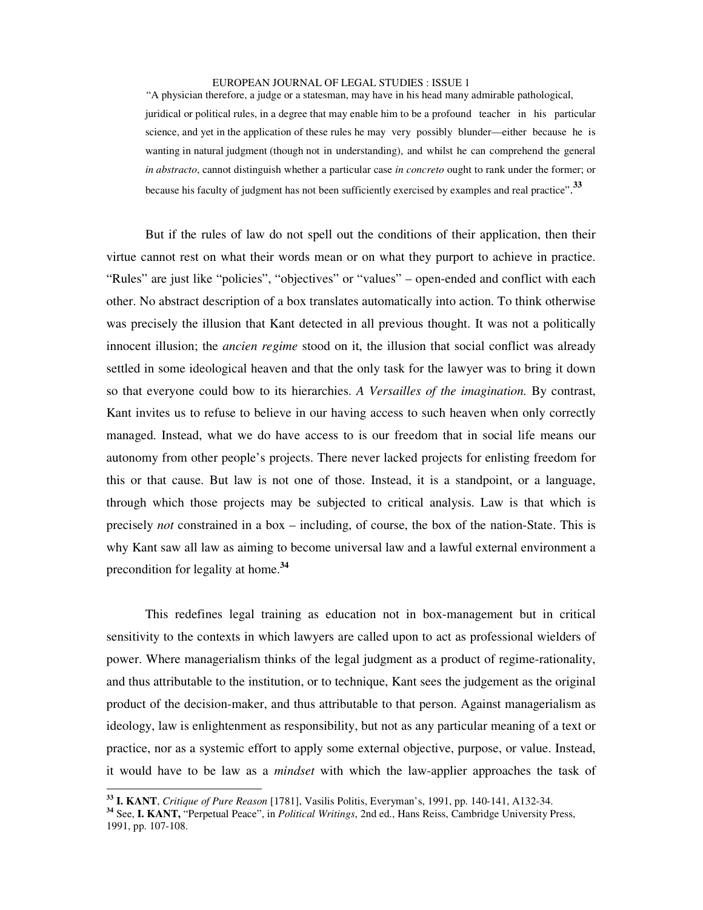> "A physician therefore, a judge or a statesman, may have in his head many admirable pathological, juridical or political rules, in a degree that may enable him to be a profound teacher in his particular science, and yet in the application of these rules he may very possibly blunder—either because he is wanting in natural judgment (though not in understanding), and whilst he can comprehend the general *in abstracto*, cannot distinguish whether a particular case *in concreto* ought to rank under the former; or because his faculty of judgment has not been sufficiently exercised by examples and real practice".[33]

But if the rules of law do not spell out the conditions of their application, then their virtue cannot rest on what their words mean or on what they purport to achieve in practice. "Rules" are just like "policies", "objectives" or "values" – open-ended and conflict with each other. No abstract description of a box translates automatically into action. To think otherwise was precisely the illusion that Kant detected in all previous thought. It was not a politically innocent illusion; the *ancien regime* stood on it, the illusion that social conflict was already settled in some ideological heaven and that the only task for the lawyer was to bring it down so that everyone could bow to its hierarchies. *A Versailles of the imagination.* By contrast, Kant invites us to refuse to believe in our having access to such heaven when only correctly managed. Instead, what we do have access to is our freedom that in social life means our autonomy from other people's projects. There never lacked projects for enlisting freedom for this or that cause. But law is not one of those. Instead, it is a standpoint, or a language, through which those projects may be subjected to critical analysis. Law is that which is precisely *not* constrained in a box – including, of course, the box of the nation-State. This is why Kant saw all law as aiming to become universal law and a lawful external environment a precondition for legality at home.[34]

This redefines legal training as education not in box-management but in critical sensitivity to the contexts in which lawyers are called upon to act as professional wielders of power. Where managerialism thinks of the legal judgment as a product of regime-rationality, and thus attributable to the institution, or to technique, Kant sees the judgement as the original product of the decision-maker, and thus attributable to that person. Against managerialism as ideology, law is enlightenment as responsibility, but not as any particular meaning of a text or practice, nor as a systemic effort to apply some external objective, purpose, or value. Instead, it would have to be law as a *mindset* with which the law-applier approaches the task of

---

[33] **I. KANT**, *Critique of Pure Reason* [1781], Vasilis Politis, Everyman's, 1991, pp. 140-141, A132-34.

[34] See, **I. KANT,** "Perpetual Peace", in *Political Writings*, 2nd ed., Hans Reiss, Cambridge University Press, 1991, pp. 107-108.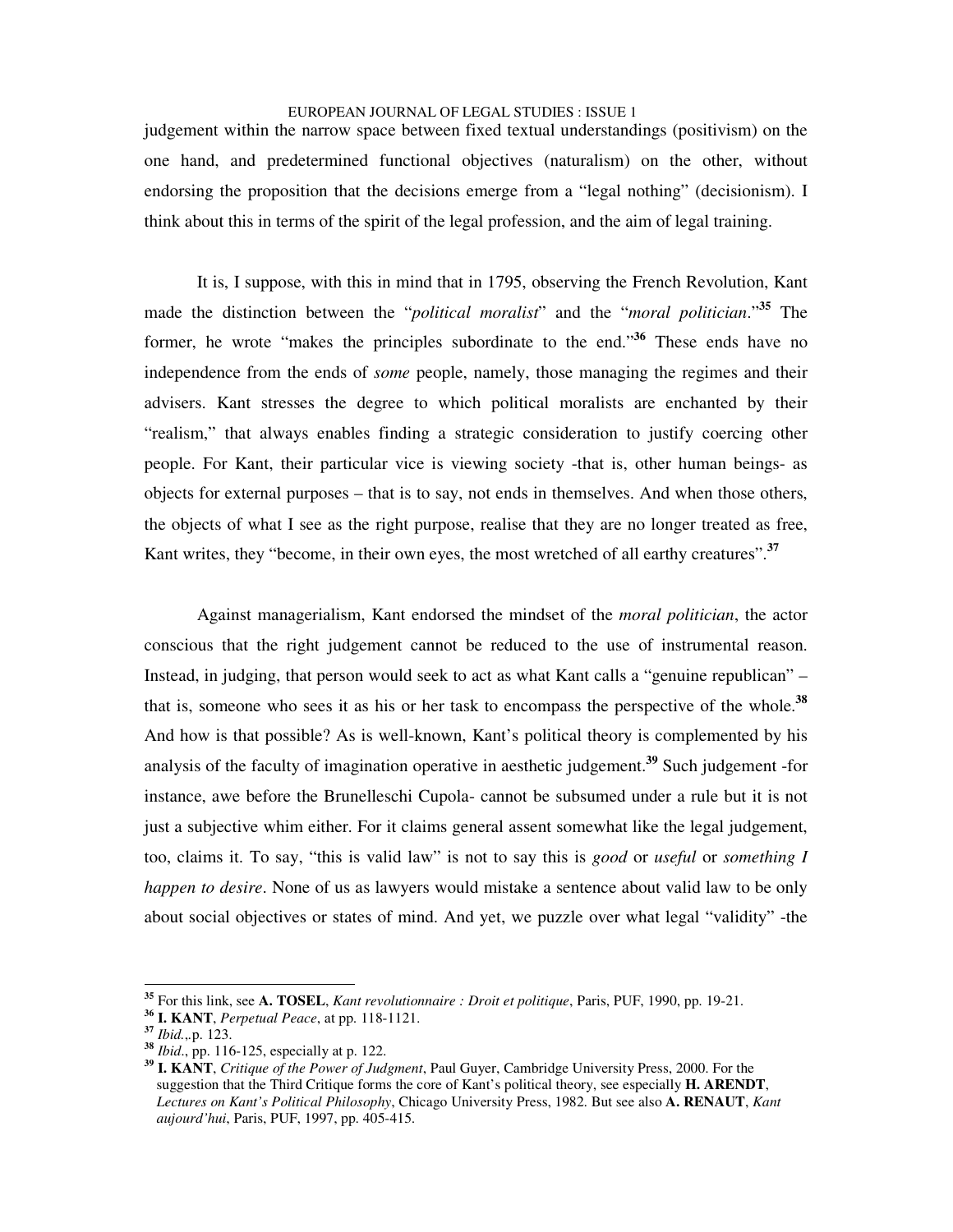judgement within the narrow space between fixed textual understandings (positivism) on the one hand, and predetermined functional objectives (naturalism) on the other, without endorsing the proposition that the decisions emerge from a "legal nothing" (decisionism). I think about this in terms of the spirit of the legal profession, and the aim of legal training.

It is, I suppose, with this in mind that in 1795, observing the French Revolution, Kant made the distinction between the "*political moralist*" and the "*moral politician*."[35] The former, he wrote "makes the principles subordinate to the end."[36] These ends have no independence from the ends of *some* people, namely, those managing the regimes and their advisers. Kant stresses the degree to which political moralists are enchanted by their "realism," that always enables finding a strategic consideration to justify coercing other people. For Kant, their particular vice is viewing society -that is, other human beings- as objects for external purposes – that is to say, not ends in themselves. And when those others, the objects of what I see as the right purpose, realise that they are no longer treated as free, Kant writes, they "become, in their own eyes, the most wretched of all earthy creatures".[37]

Against managerialism, Kant endorsed the mindset of the *moral politician*, the actor conscious that the right judgement cannot be reduced to the use of instrumental reason. Instead, in judging, that person would seek to act as what Kant calls a "genuine republican" – that is, someone who sees it as his or her task to encompass the perspective of the whole.[38] And how is that possible? As is well-known, Kant's political theory is complemented by his analysis of the faculty of imagination operative in aesthetic judgement.[39] Such judgement -for instance, awe before the Brunelleschi Cupola- cannot be subsumed under a rule but it is not just a subjective whim either. For it claims general assent somewhat like the legal judgement, too, claims it. To say, "this is valid law" is not to say this is *good* or *useful* or *something I happen to desire*. None of us as lawyers would mistake a sentence about valid law to be only about social objectives or states of mind. And yet, we puzzle over what legal "validity" -the

---

[35] For this link, see **A. TOSEL**, *Kant revolutionnaire : Droit et politique*, Paris, PUF, 1990, pp. 19-21.

[36] **I. KANT**, *Perpetual Peace*, at pp. 118-1121.

[37] *Ibid.*,.p. 123.

[38] *Ibid.*, pp. 116-125, especially at p. 122.

[39] **I. KANT**, *Critique of the Power of Judgment*, Paul Guyer, Cambridge University Press, 2000. For the suggestion that the Third Critique forms the core of Kant's political theory, see especially **H. ARENDT**, *Lectures on Kant's Political Philosophy*, Chicago University Press, 1982. But see also **A. RENAUT**, *Kant aujourd'hui*, Paris, PUF, 1997, pp. 405-415.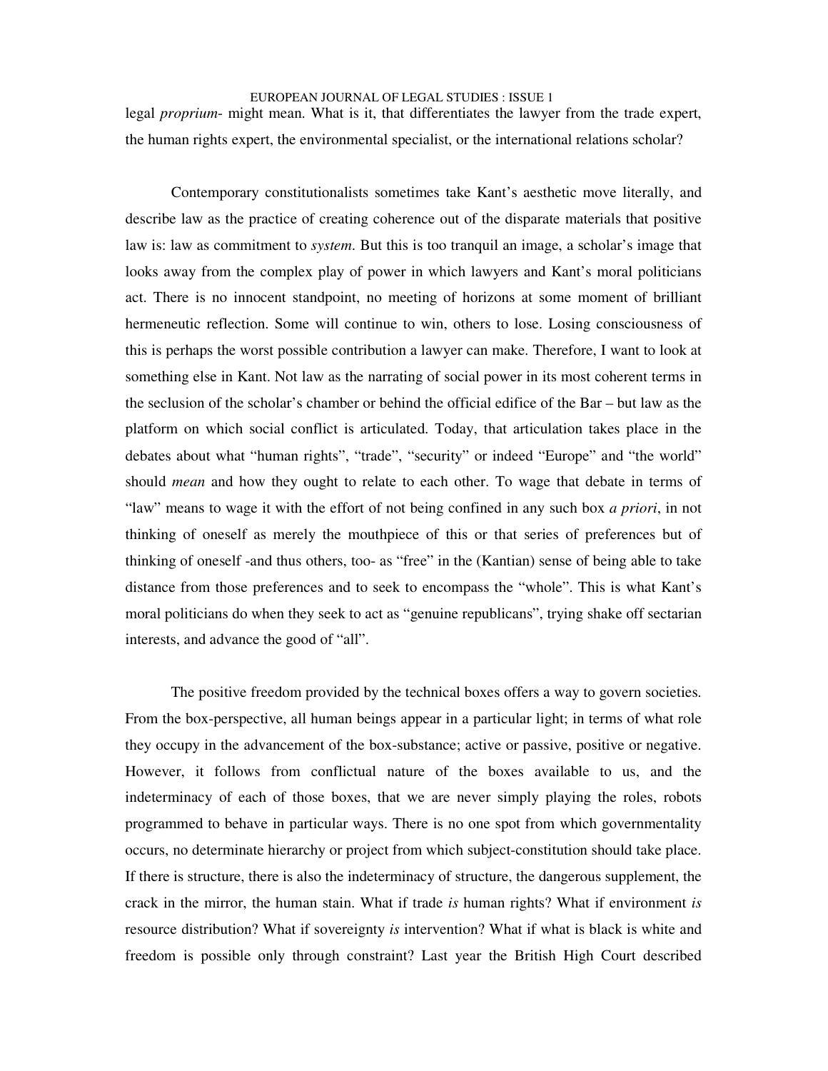legal *proprium*- might mean. What is it, that differentiates the lawyer from the trade expert, the human rights expert, the environmental specialist, or the international relations scholar?

Contemporary constitutionalists sometimes take Kant's aesthetic move literally, and describe law as the practice of creating coherence out of the disparate materials that positive law is: law as commitment to *system*. But this is too tranquil an image, a scholar's image that looks away from the complex play of power in which lawyers and Kant's moral politicians act. There is no innocent standpoint, no meeting of horizons at some moment of brilliant hermeneutic reflection. Some will continue to win, others to lose. Losing consciousness of this is perhaps the worst possible contribution a lawyer can make. Therefore, I want to look at something else in Kant. Not law as the narrating of social power in its most coherent terms in the seclusion of the scholar's chamber or behind the official edifice of the Bar – but law as the platform on which social conflict is articulated. Today, that articulation takes place in the debates about what "human rights", "trade", "security" or indeed "Europe" and "the world" should *mean* and how they ought to relate to each other. To wage that debate in terms of "law" means to wage it with the effort of not being confined in any such box *a priori*, in not thinking of oneself as merely the mouthpiece of this or that series of preferences but of thinking of oneself -and thus others, too- as "free" in the (Kantian) sense of being able to take distance from those preferences and to seek to encompass the "whole". This is what Kant's moral politicians do when they seek to act as "genuine republicans", trying shake off sectarian interests, and advance the good of "all".

The positive freedom provided by the technical boxes offers a way to govern societies. From the box-perspective, all human beings appear in a particular light; in terms of what role they occupy in the advancement of the box-substance; active or passive, positive or negative. However, it follows from conflictual nature of the boxes available to us, and the indeterminacy of each of those boxes, that we are never simply playing the roles, robots programmed to behave in particular ways. There is no one spot from which governmentality occurs, no determinate hierarchy or project from which subject-constitution should take place. If there is structure, there is also the indeterminacy of structure, the dangerous supplement, the crack in the mirror, the human stain. What if trade *is* human rights? What if environment *is* resource distribution? What if sovereignty *is* intervention? What if what is black is white and freedom is possible only through constraint? Last year the British High Court described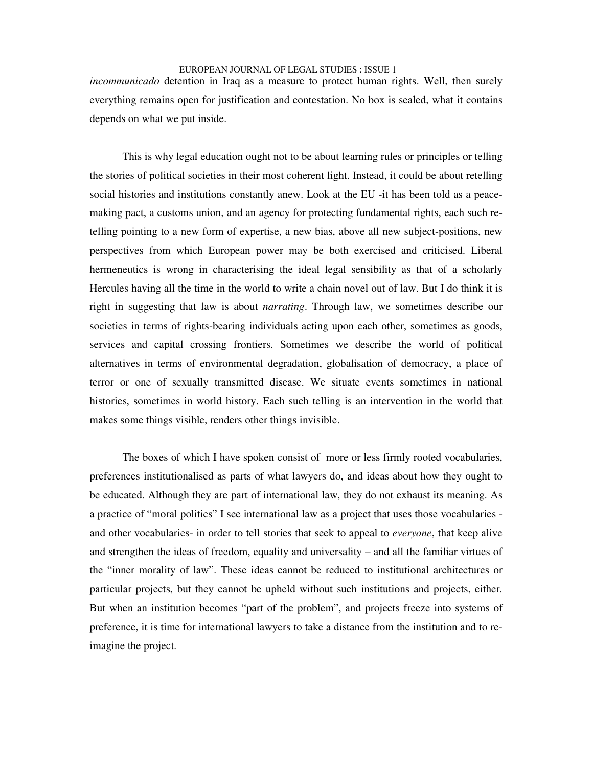*incommunicado* detention in Iraq as a measure to protect human rights. Well, then surely everything remains open for justification and contestation. No box is sealed, what it contains depends on what we put inside.

This is why legal education ought not to be about learning rules or principles or telling the stories of political societies in their most coherent light. Instead, it could be about retelling social histories and institutions constantly anew. Look at the EU -it has been told as a peace-making pact, a customs union, and an agency for protecting fundamental rights, each such re-telling pointing to a new form of expertise, a new bias, above all new subject-positions, new perspectives from which European power may be both exercised and criticised. Liberal hermeneutics is wrong in characterising the ideal legal sensibility as that of a scholarly Hercules having all the time in the world to write a chain novel out of law. But I do think it is right in suggesting that law is about *narrating*. Through law, we sometimes describe our societies in terms of rights-bearing individuals acting upon each other, sometimes as goods, services and capital crossing frontiers. Sometimes we describe the world of political alternatives in terms of environmental degradation, globalisation of democracy, a place of terror or one of sexually transmitted disease. We situate events sometimes in national histories, sometimes in world history. Each such telling is an intervention in the world that makes some things visible, renders other things invisible.

The boxes of which I have spoken consist of more or less firmly rooted vocabularies, preferences institutionalised as parts of what lawyers do, and ideas about how they ought to be educated. Although they are part of international law, they do not exhaust its meaning. As a practice of "moral politics" I see international law as a project that uses those vocabularies - and other vocabularies- in order to tell stories that seek to appeal to *everyone*, that keep alive and strengthen the ideas of freedom, equality and universality – and all the familiar virtues of the "inner morality of law". These ideas cannot be reduced to institutional architectures or particular projects, but they cannot be upheld without such institutions and projects, either. But when an institution becomes "part of the problem", and projects freeze into systems of preference, it is time for international lawyers to take a distance from the institution and to re-imagine the project.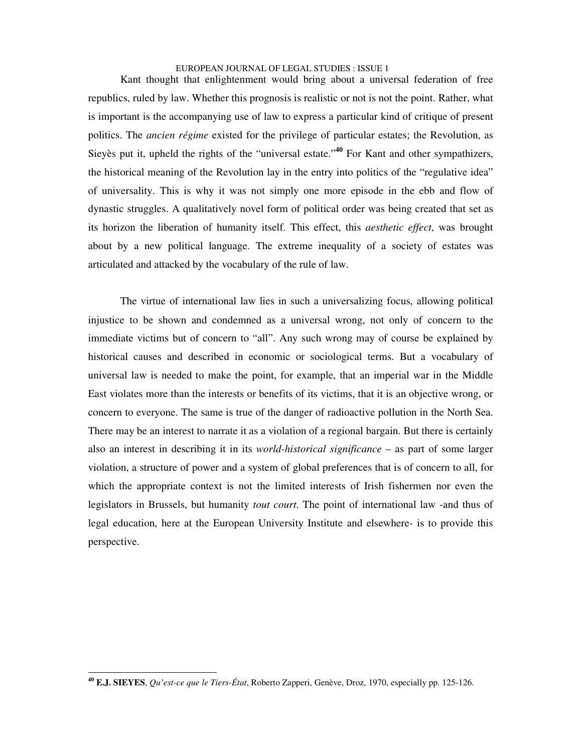Kant thought that enlightenment would bring about a universal federation of free republics, ruled by law. Whether this prognosis is realistic or not is not the point. Rather, what is important is the accompanying use of law to express a particular kind of critique of present politics. The *ancien régime* existed for the privilege of particular estates; the Revolution, as Sieyès put it, upheld the rights of the "universal estate."[40] For Kant and other sympathizers, the historical meaning of the Revolution lay in the entry into politics of the "regulative idea" of universality. This is why it was not simply one more episode in the ebb and flow of dynastic struggles. A qualitatively novel form of political order was being created that set as its horizon the liberation of humanity itself. This effect, this *aesthetic effect*, was brought about by a new political language. The extreme inequality of a society of estates was articulated and attacked by the vocabulary of the rule of law.

The virtue of international law lies in such a universalizing focus, allowing political injustice to be shown and condemned as a universal wrong, not only of concern to the immediate victims but of concern to "all". Any such wrong may of course be explained by historical causes and described in economic or sociological terms. But a vocabulary of universal law is needed to make the point, for example, that an imperial war in the Middle East violates more than the interests or benefits of its victims, that it is an objective wrong, or concern to everyone. The same is true of the danger of radioactive pollution in the North Sea. There may be an interest to narrate it as a violation of a regional bargain. But there is certainly also an interest in describing it in its *world-historical significance* – as part of some larger violation, a structure of power and a system of global preferences that is of concern to all, for which the appropriate context is not the limited interests of Irish fishermen nor even the legislators in Brussels, but humanity *tout court*. The point of international law -and thus of legal education, here at the European University Institute and elsewhere- is to provide this perspective.

---

[40] **E.J. SIEYES**, *Qu'est-ce que le Tiers-État*, Roberto Zapperi, Genève, Droz, 1970, especially pp. 125-126.